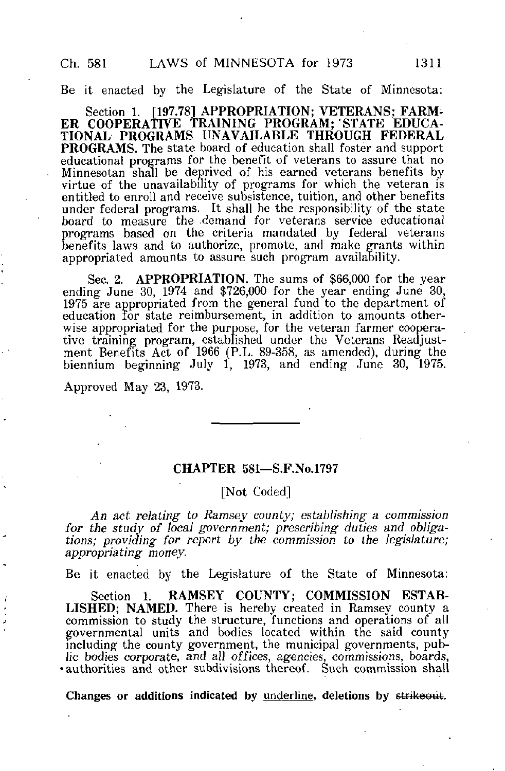Be it enacted by the Legislature of the State of Minnesota:

Section 1. **[197.78] APPROPRIATION; VETERANS; FARMER COOPERATIVE TRAINING PROGRAM; STATE EDUCATIONAL PROGRAMS UNAVAILABLE THROUGH FEDERAL PROGRAMS.** The state board of education shall foster and support educational programs for the benefit of veterans to assure that no Minnesotan shall be deprived of his earned veterans benefits by virtue of the unavailability of programs for which the veteran is entitled to enroll and receive subsistence, tuition, and other benefits under federal programs. It shall be the responsibility of the state board to measure the demand for veterans service educational programs based on the criteria mandated by federal veterans benefits laws and to authorize, promote, and make grants within appropriated amounts to assure such program availability.

Sec. 2. **APPROPRIATION.** The sums of $66,000 for the year ending June 30, 1974 and $726,000 for the year ending June 30, 1975 are appropriated from the general fund to the department of education for state reimbursement, in addition to amounts otherwise appropriated for the purpose, for the veteran farmer cooperative training program, established under the Veterans Readjustment Benefits Act of 1966 (P.L. 89-358, as amended), during the biennium beginning July 1, 1973, and ending June 30, 1975.

Approved May 23, 1973.

---

## CHAPTER 581—S.F.No.1797

[Not Coded]

*An act relating to Ramsey county; establishing a commission for the study of local government; prescribing duties and obligations; providing for report by the commission to the legislature; appropriating money.*

Be it enacted by the Legislature of the State of Minnesota:

Section 1. **RAMSEY COUNTY; COMMISSION ESTABLISHED; NAMED.** There is hereby created in Ramsey county a commission to study the structure, functions and operations of all governmental units and bodies located within the said county including the county government, the municipal governments, public bodies corporate, and all offices, agencies, commissions, boards, authorities and other subdivisions thereof. Such commission shall

Changes or additions indicated by underline, deletions by ~~strikeout~~.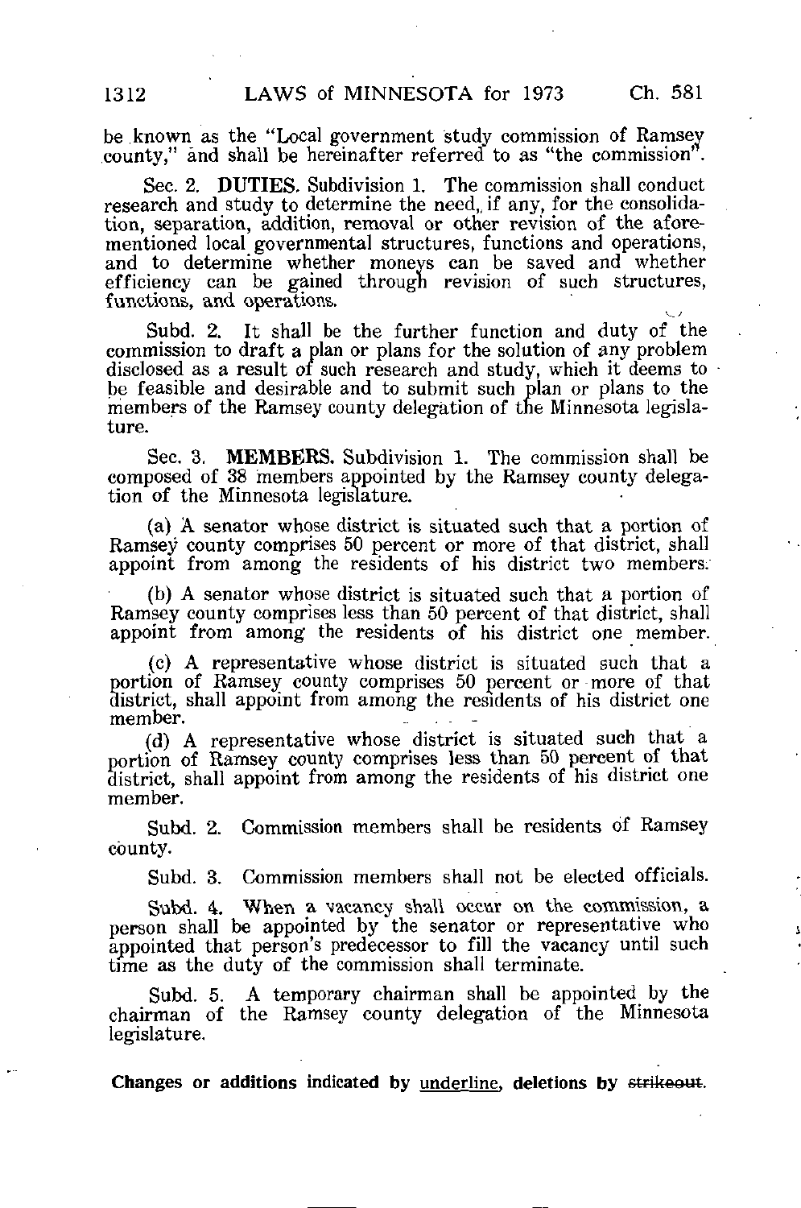be known as the "Local government study commission of Ramsey county," and shall be hereinafter referred to as "the commission".

Sec. 2. **DUTIES.** Subdivision 1. The commission shall conduct research and study to determine the need, if any, for the consolidation, separation, addition, removal or other revision of the aforementioned local governmental structures, functions and operations, and to determine whether moneys can be saved and whether efficiency can be gained through revision of such structures, functions, and operations.

Subd. 2. It shall be the further function and duty of the commission to draft a plan or plans for the solution of any problem disclosed as a result of such research and study, which it deems to be feasible and desirable and to submit such plan or plans to the members of the Ramsey county delegation of the Minnesota legislature.

Sec. 3. **MEMBERS.** Subdivision 1. The commission shall be composed of 38 members appointed by the Ramsey county delegation of the Minnesota legislature.

(a) A senator whose district is situated such that a portion of Ramsey county comprises 50 percent or more of that district, shall appoint from among the residents of his district two members.

(b) A senator whose district is situated such that a portion of Ramsey county comprises less than 50 percent of that district, shall appoint from among the residents of his district one member.

(c) A representative whose district is situated such that a portion of Ramsey county comprises 50 percent or more of that district, shall appoint from among the residents of his district one member.

(d) A representative whose district is situated such that a portion of Ramsey county comprises less than 50 percent of that district, shall appoint from among the residents of his district one member.

Subd. 2. Commission members shall be residents of Ramsey county.

Subd. 3. Commission members shall not be elected officials.

Subd. 4. When a vacancy shall occur on the commission, a person shall be appointed by the senator or representative who appointed that person's predecessor to fill the vacancy until such time as the duty of the commission shall terminate.

Subd. 5. A temporary chairman shall be appointed by the chairman of the Ramsey county delegation of the Minnesota legislature.

**Changes or additions indicated by underline, deletions by ~~strikeout~~.**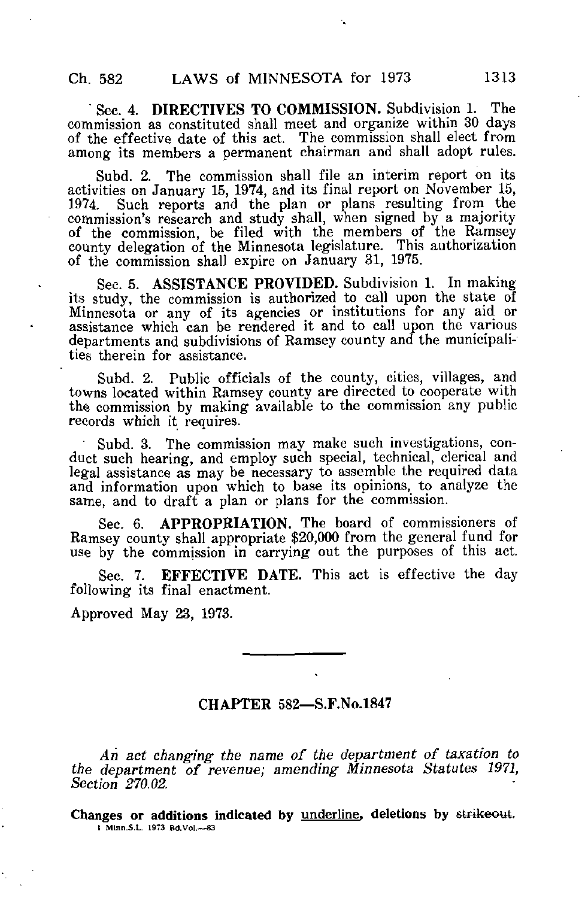Sec. 4. **DIRECTIVES TO COMMISSION.** Subdivision 1. The commission as constituted shall meet and organize within 30 days of the effective date of this act. The commission shall elect from among its members a permanent chairman and shall adopt rules.

Subd. 2. The commission shall file an interim report on its activities on January 15, 1974, and its final report on November 15, 1974. Such reports and the plan or plans resulting from the commission's research and study shall, when signed by a majority of the commission, be filed with the members of the Ramsey county delegation of the Minnesota legislature. This authorization of the commission shall expire on January 31, 1975.

Sec. 5. **ASSISTANCE PROVIDED.** Subdivision 1. In making its study, the commission is authorized to call upon the state of Minnesota or any of its agencies or institutions for any aid or assistance which can be rendered it and to call upon the various departments and subdivisions of Ramsey county and the municipalities therein for assistance.

Subd. 2. Public officials of the county, cities, villages, and towns located within Ramsey county are directed to cooperate with the commission by making available to the commission any public records which it requires.

Subd. 3. The commission may make such investigations, conduct such hearing, and employ such special, technical, clerical and legal assistance as may be necessary to assemble the required data and information upon which to base its opinions, to analyze the same, and to draft a plan or plans for the commission.

Sec. 6. **APPROPRIATION.** The board of commissioners of Ramsey county shall appropriate $20,000 from the general fund for use by the commission in carrying out the purposes of this act.

Sec. 7. **EFFECTIVE DATE.** This act is effective the day following its final enactment.

Approved May 23, 1973.

---

## CHAPTER 582—S.F.No.1847

*An act changing the name of the department of taxation to the department of revenue; amending Minnesota Statutes 1971, Section 270.02.*

**Changes or additions indicated by underline, deletions by ~~strikeout~~.**